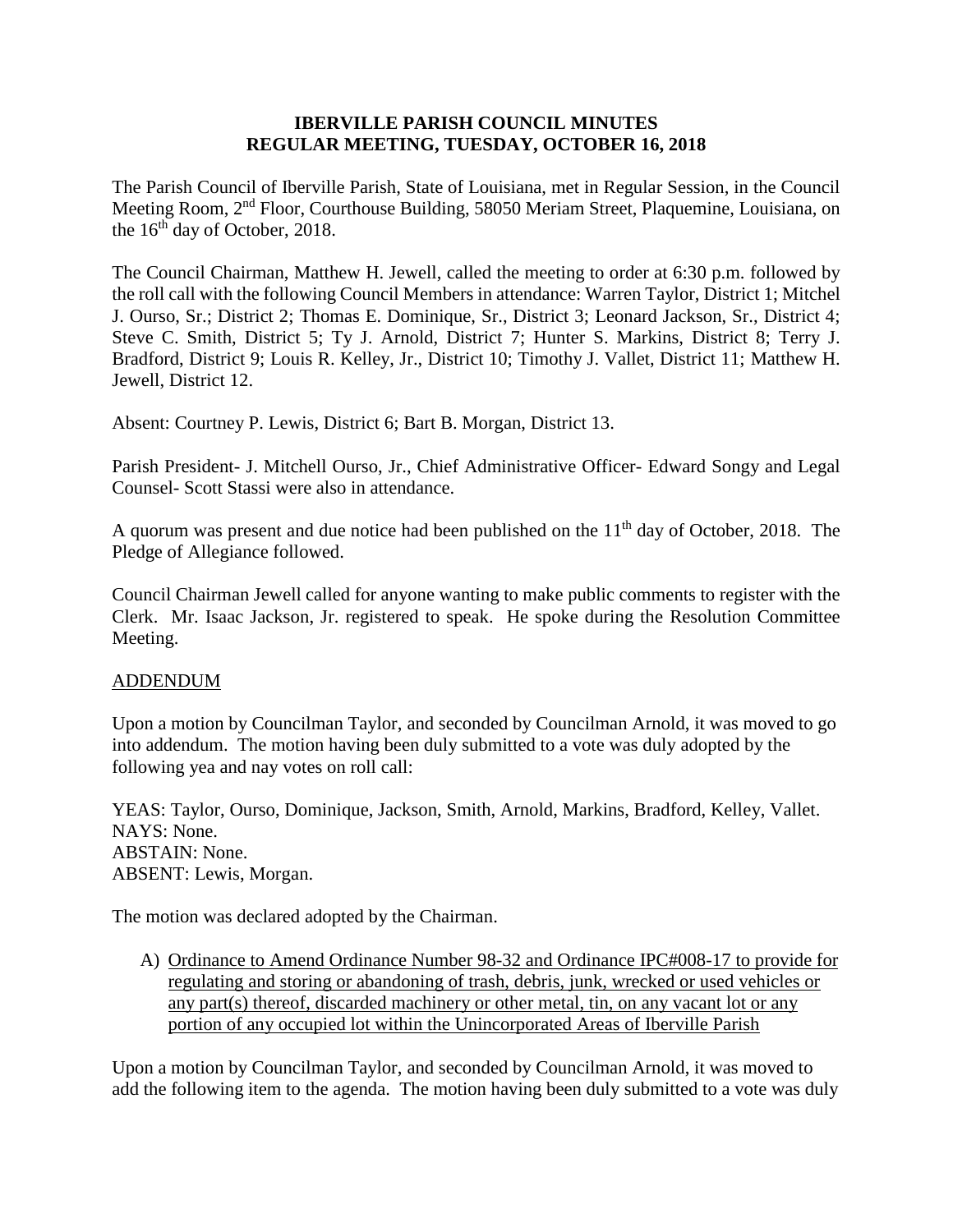# IBERVILLE PARISH COUNCIL MINUTES
## REGULAR MEETING, TUESDAY, OCTOBER 16, 2018

The Parish Council of Iberville Parish, State of Louisiana, met in Regular Session, in the Council Meeting Room, 2nd Floor, Courthouse Building, 58050 Meriam Street, Plaquemine, Louisiana, on the 16th day of October, 2018.

The Council Chairman, Matthew H. Jewell, called the meeting to order at 6:30 p.m. followed by the roll call with the following Council Members in attendance: Warren Taylor, District 1; Mitchel J. Ourso, Sr.; District 2; Thomas E. Dominique, Sr., District 3; Leonard Jackson, Sr., District 4; Steve C. Smith, District 5; Ty J. Arnold, District 7; Hunter S. Markins, District 8; Terry J. Bradford, District 9; Louis R. Kelley, Jr., District 10; Timothy J. Vallet, District 11; Matthew H. Jewell, District 12.

Absent: Courtney P. Lewis, District 6; Bart B. Morgan, District 13.

Parish President- J. Mitchell Ourso, Jr., Chief Administrative Officer- Edward Songy and Legal Counsel- Scott Stassi were also in attendance.

A quorum was present and due notice had been published on the 11th day of October, 2018. The Pledge of Allegiance followed.

Council Chairman Jewell called for anyone wanting to make public comments to register with the Clerk. Mr. Isaac Jackson, Jr. registered to speak. He spoke during the Resolution Committee Meeting.

ADDENDUM

Upon a motion by Councilman Taylor, and seconded by Councilman Arnold, it was moved to go into addendum. The motion having been duly submitted to a vote was duly adopted by the following yea and nay votes on roll call:

YEAS: Taylor, Ourso, Dominique, Jackson, Smith, Arnold, Markins, Bradford, Kelley, Vallet.
NAYS: None.
ABSTAIN: None.
ABSENT: Lewis, Morgan.

The motion was declared adopted by the Chairman.

A) Ordinance to Amend Ordinance Number 98-32 and Ordinance IPC#008-17 to provide for regulating and storing or abandoning of trash, debris, junk, wrecked or used vehicles or any part(s) thereof, discarded machinery or other metal, tin, on any vacant lot or any portion of any occupied lot within the Unincorporated Areas of Iberville Parish

Upon a motion by Councilman Taylor, and seconded by Councilman Arnold, it was moved to add the following item to the agenda. The motion having been duly submitted to a vote was duly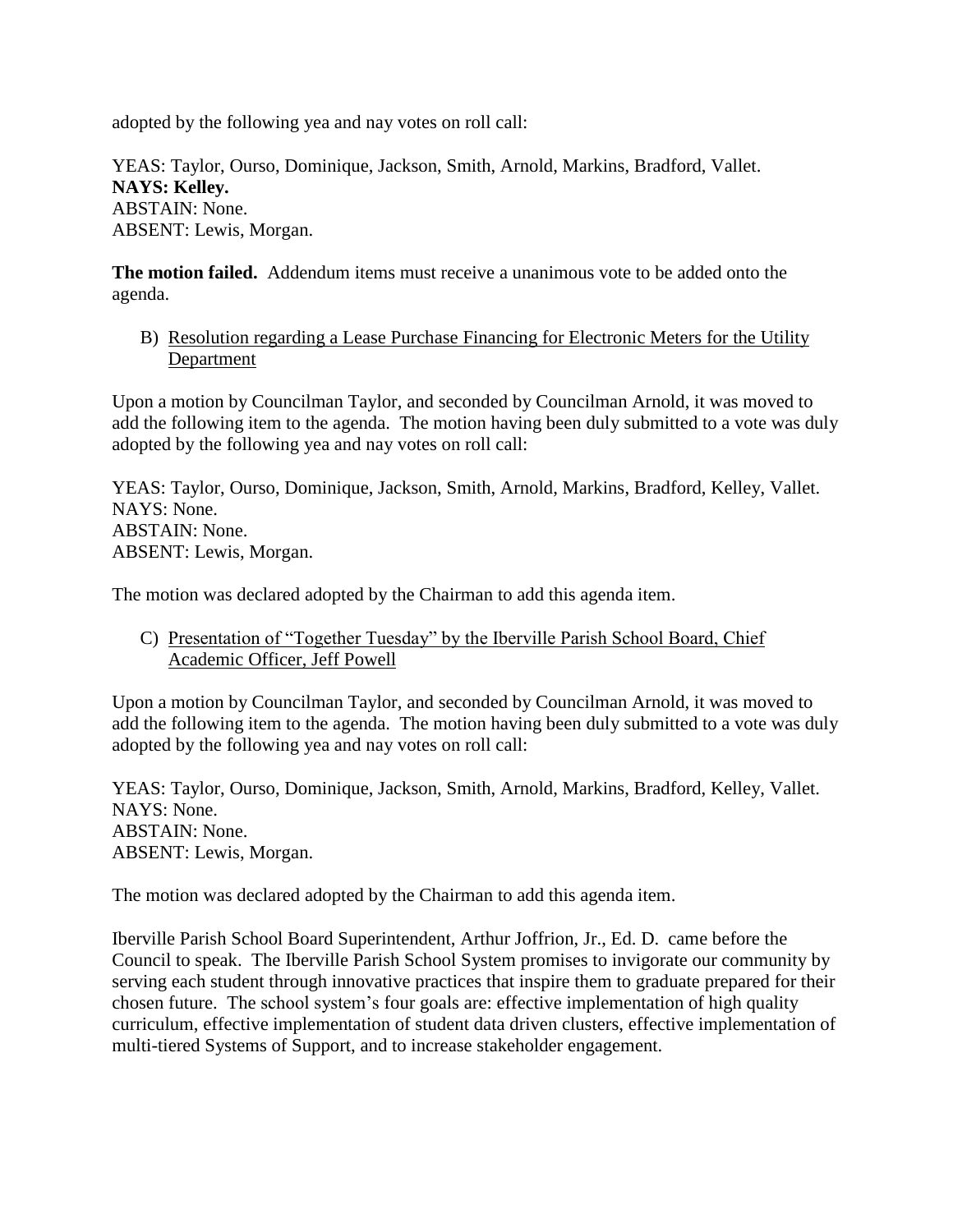adopted by the following yea and nay votes on roll call:

YEAS: Taylor, Ourso, Dominique, Jackson, Smith, Arnold, Markins, Bradford, Vallet.
**NAYS: Kelley.**
ABSTAIN: None.
ABSENT: Lewis, Morgan.

**The motion failed.** Addendum items must receive a unanimous vote to be added onto the agenda.

B) Resolution regarding a Lease Purchase Financing for Electronic Meters for the Utility Department

Upon a motion by Councilman Taylor, and seconded by Councilman Arnold, it was moved to add the following item to the agenda. The motion having been duly submitted to a vote was duly adopted by the following yea and nay votes on roll call:

YEAS: Taylor, Ourso, Dominique, Jackson, Smith, Arnold, Markins, Bradford, Kelley, Vallet.
NAYS: None.
ABSTAIN: None.
ABSENT: Lewis, Morgan.

The motion was declared adopted by the Chairman to add this agenda item.

C) Presentation of "Together Tuesday" by the Iberville Parish School Board, Chief Academic Officer, Jeff Powell

Upon a motion by Councilman Taylor, and seconded by Councilman Arnold, it was moved to add the following item to the agenda. The motion having been duly submitted to a vote was duly adopted by the following yea and nay votes on roll call:

YEAS: Taylor, Ourso, Dominique, Jackson, Smith, Arnold, Markins, Bradford, Kelley, Vallet.
NAYS: None.
ABSTAIN: None.
ABSENT: Lewis, Morgan.

The motion was declared adopted by the Chairman to add this agenda item.

Iberville Parish School Board Superintendent, Arthur Joffrion, Jr., Ed. D. came before the Council to speak. The Iberville Parish School System promises to invigorate our community by serving each student through innovative practices that inspire them to graduate prepared for their chosen future. The school system's four goals are: effective implementation of high quality curriculum, effective implementation of student data driven clusters, effective implementation of multi-tiered Systems of Support, and to increase stakeholder engagement.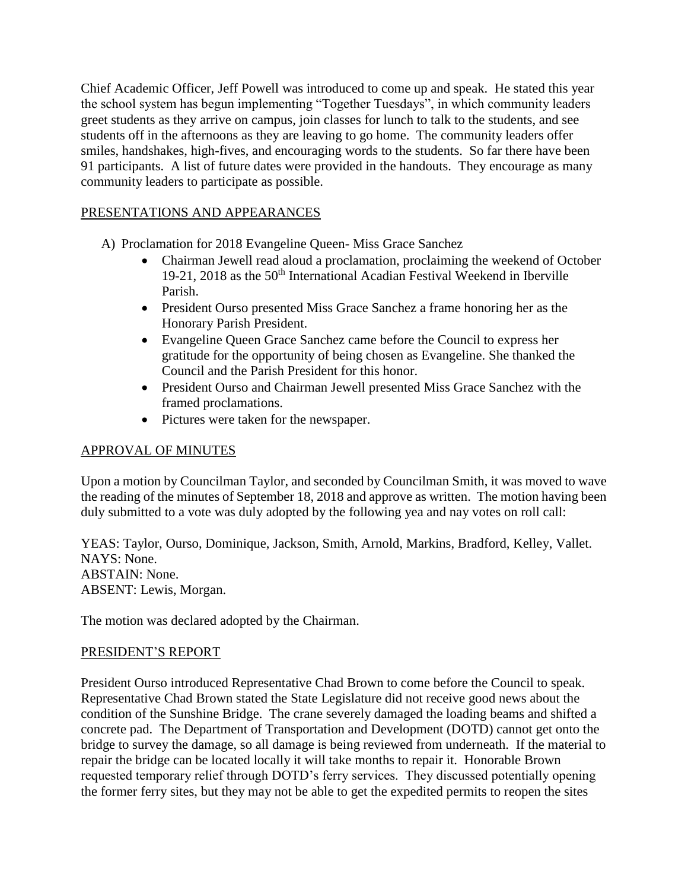Chief Academic Officer, Jeff Powell was introduced to come up and speak. He stated this year the school system has begun implementing "Together Tuesdays", in which community leaders greet students as they arrive on campus, join classes for lunch to talk to the students, and see students off in the afternoons as they are leaving to go home. The community leaders offer smiles, handshakes, high-fives, and encouraging words to the students. So far there have been 91 participants. A list of future dates were provided in the handouts. They encourage as many community leaders to participate as possible.

## PRESENTATIONS AND APPEARANCES

A) Proclamation for 2018 Evangeline Queen- Miss Grace Sanchez

- Chairman Jewell read aloud a proclamation, proclaiming the weekend of October 19-21, 2018 as the 50th International Acadian Festival Weekend in Iberville Parish.
- President Ourso presented Miss Grace Sanchez a frame honoring her as the Honorary Parish President.
- Evangeline Queen Grace Sanchez came before the Council to express her gratitude for the opportunity of being chosen as Evangeline. She thanked the Council and the Parish President for this honor.
- President Ourso and Chairman Jewell presented Miss Grace Sanchez with the framed proclamations.
- Pictures were taken for the newspaper.

## APPROVAL OF MINUTES

Upon a motion by Councilman Taylor, and seconded by Councilman Smith, it was moved to wave the reading of the minutes of September 18, 2018 and approve as written. The motion having been duly submitted to a vote was duly adopted by the following yea and nay votes on roll call:

YEAS: Taylor, Ourso, Dominique, Jackson, Smith, Arnold, Markins, Bradford, Kelley, Vallet.
NAYS: None.
ABSTAIN: None.
ABSENT: Lewis, Morgan.

The motion was declared adopted by the Chairman.

## PRESIDENT'S REPORT

President Ourso introduced Representative Chad Brown to come before the Council to speak. Representative Chad Brown stated the State Legislature did not receive good news about the condition of the Sunshine Bridge. The crane severely damaged the loading beams and shifted a concrete pad. The Department of Transportation and Development (DOTD) cannot get onto the bridge to survey the damage, so all damage is being reviewed from underneath. If the material to repair the bridge can be located locally it will take months to repair it. Honorable Brown requested temporary relief through DOTD's ferry services. They discussed potentially opening the former ferry sites, but they may not be able to get the expedited permits to reopen the sites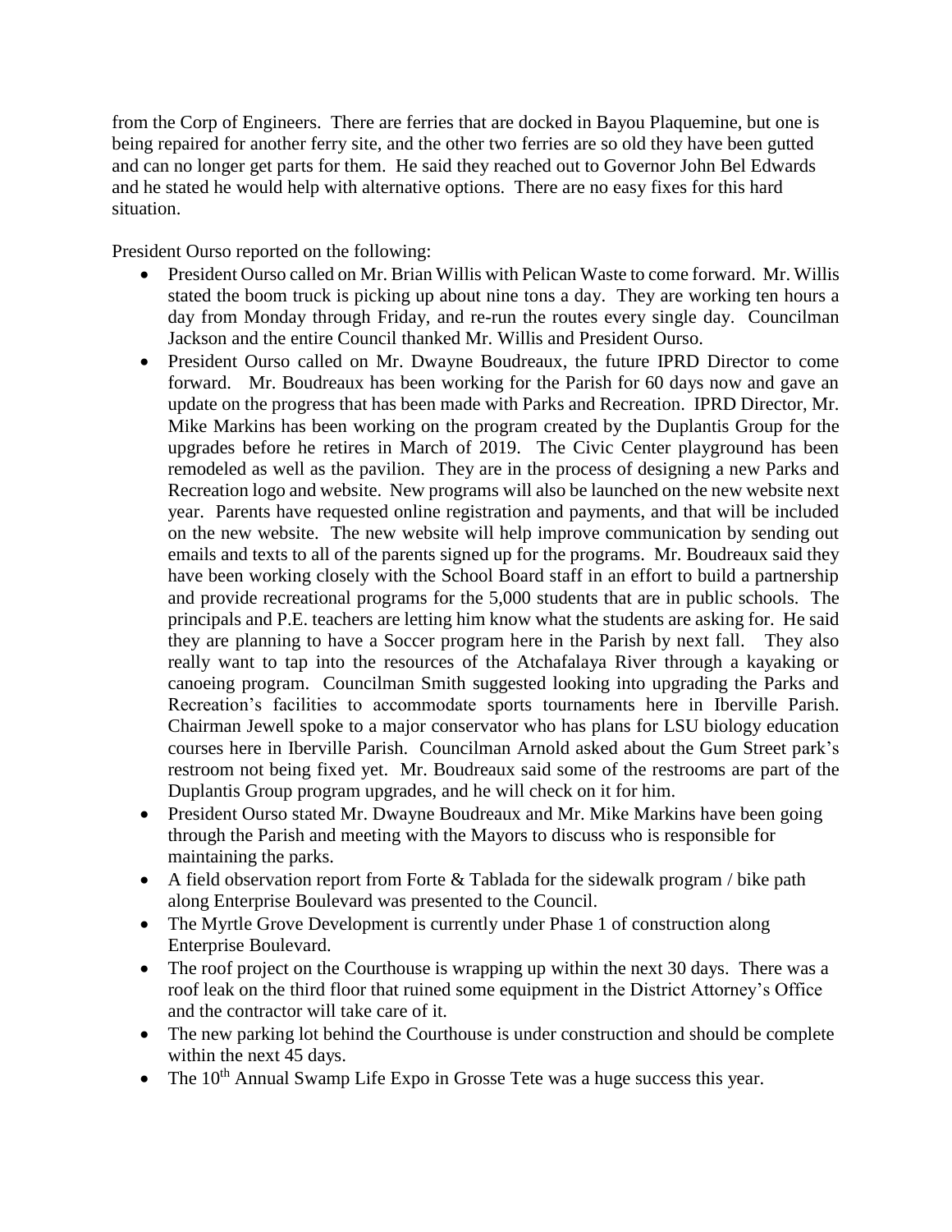from the Corp of Engineers. There are ferries that are docked in Bayou Plaquemine, but one is being repaired for another ferry site, and the other two ferries are so old they have been gutted and can no longer get parts for them. He said they reached out to Governor John Bel Edwards and he stated he would help with alternative options. There are no easy fixes for this hard situation.

President Ourso reported on the following:

- President Ourso called on Mr. Brian Willis with Pelican Waste to come forward. Mr. Willis stated the boom truck is picking up about nine tons a day. They are working ten hours a day from Monday through Friday, and re-run the routes every single day. Councilman Jackson and the entire Council thanked Mr. Willis and President Ourso.
- President Ourso called on Mr. Dwayne Boudreaux, the future IPRD Director to come forward. Mr. Boudreaux has been working for the Parish for 60 days now and gave an update on the progress that has been made with Parks and Recreation. IPRD Director, Mr. Mike Markins has been working on the program created by the Duplantis Group for the upgrades before he retires in March of 2019. The Civic Center playground has been remodeled as well as the pavilion. They are in the process of designing a new Parks and Recreation logo and website. New programs will also be launched on the new website next year. Parents have requested online registration and payments, and that will be included on the new website. The new website will help improve communication by sending out emails and texts to all of the parents signed up for the programs. Mr. Boudreaux said they have been working closely with the School Board staff in an effort to build a partnership and provide recreational programs for the 5,000 students that are in public schools. The principals and P.E. teachers are letting him know what the students are asking for. He said they are planning to have a Soccer program here in the Parish by next fall. They also really want to tap into the resources of the Atchafalaya River through a kayaking or canoeing program. Councilman Smith suggested looking into upgrading the Parks and Recreation's facilities to accommodate sports tournaments here in Iberville Parish. Chairman Jewell spoke to a major conservator who has plans for LSU biology education courses here in Iberville Parish. Councilman Arnold asked about the Gum Street park's restroom not being fixed yet. Mr. Boudreaux said some of the restrooms are part of the Duplantis Group program upgrades, and he will check on it for him.
- President Ourso stated Mr. Dwayne Boudreaux and Mr. Mike Markins have been going through the Parish and meeting with the Mayors to discuss who is responsible for maintaining the parks.
- A field observation report from Forte & Tablada for the sidewalk program / bike path along Enterprise Boulevard was presented to the Council.
- The Myrtle Grove Development is currently under Phase 1 of construction along Enterprise Boulevard.
- The roof project on the Courthouse is wrapping up within the next 30 days. There was a roof leak on the third floor that ruined some equipment in the District Attorney's Office and the contractor will take care of it.
- The new parking lot behind the Courthouse is under construction and should be complete within the next 45 days.
- The 10th Annual Swamp Life Expo in Grosse Tete was a huge success this year.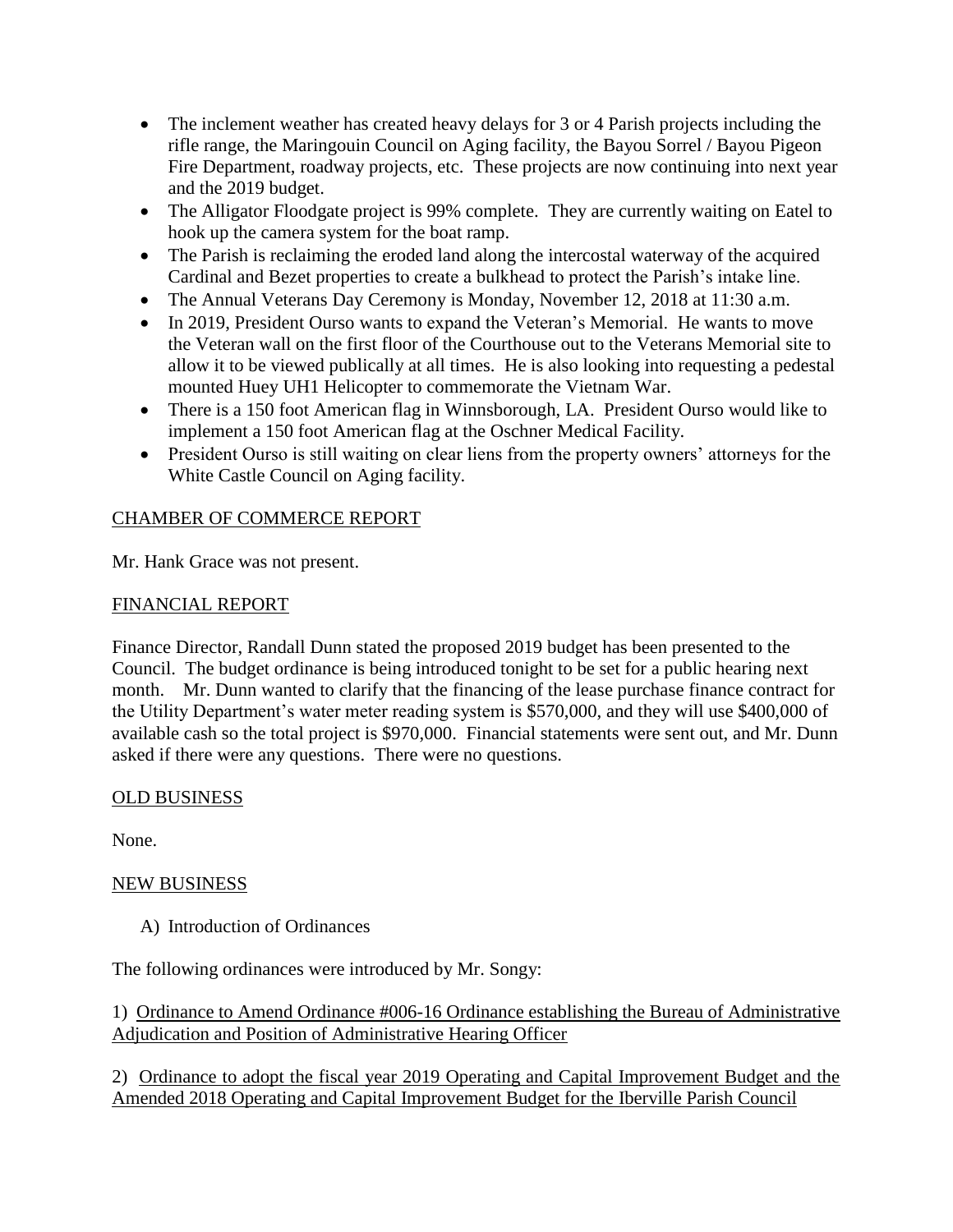- The inclement weather has created heavy delays for 3 or 4 Parish projects including the rifle range, the Maringouin Council on Aging facility, the Bayou Sorrel / Bayou Pigeon Fire Department, roadway projects, etc. These projects are now continuing into next year and the 2019 budget.
- The Alligator Floodgate project is 99% complete. They are currently waiting on Eatel to hook up the camera system for the boat ramp.
- The Parish is reclaiming the eroded land along the intercostal waterway of the acquired Cardinal and Bezet properties to create a bulkhead to protect the Parish's intake line.
- The Annual Veterans Day Ceremony is Monday, November 12, 2018 at 11:30 a.m.
- In 2019, President Ourso wants to expand the Veteran's Memorial. He wants to move the Veteran wall on the first floor of the Courthouse out to the Veterans Memorial site to allow it to be viewed publically at all times. He is also looking into requesting a pedestal mounted Huey UH1 Helicopter to commemorate the Vietnam War.
- There is a 150 foot American flag in Winnsborough, LA. President Ourso would like to implement a 150 foot American flag at the Oschner Medical Facility.
- President Ourso is still waiting on clear liens from the property owners' attorneys for the White Castle Council on Aging facility.

<u>CHAMBER OF COMMERCE REPORT</u>

Mr. Hank Grace was not present.

<u>FINANCIAL REPORT</u>

Finance Director, Randall Dunn stated the proposed 2019 budget has been presented to the Council. The budget ordinance is being introduced tonight to be set for a public hearing next month. Mr. Dunn wanted to clarify that the financing of the lease purchase finance contract for the Utility Department's water meter reading system is $570,000, and they will use $400,000 of available cash so the total project is $970,000. Financial statements were sent out, and Mr. Dunn asked if there were any questions. There were no questions.

<u>OLD BUSINESS</u>

None.

<u>NEW BUSINESS</u>

A) Introduction of Ordinances

The following ordinances were introduced by Mr. Songy:

1) <u>Ordinance to Amend Ordinance #006-16 Ordinance establishing the Bureau of Administrative Adjudication and Position of Administrative Hearing Officer</u>

2) <u>Ordinance to adopt the fiscal year 2019 Operating and Capital Improvement Budget and the Amended 2018 Operating and Capital Improvement Budget for the Iberville Parish Council</u>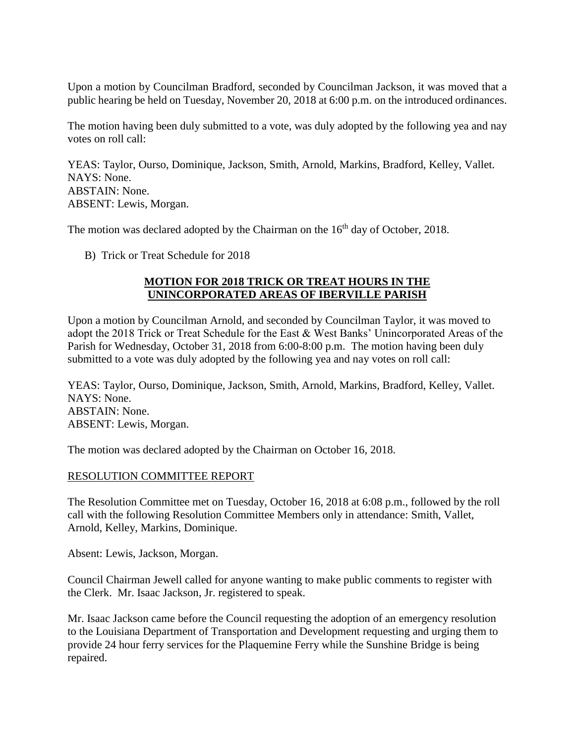Upon a motion by Councilman Bradford, seconded by Councilman Jackson, it was moved that a public hearing be held on Tuesday, November 20, 2018 at 6:00 p.m. on the introduced ordinances.

The motion having been duly submitted to a vote, was duly adopted by the following yea and nay votes on roll call:

YEAS: Taylor, Ourso, Dominique, Jackson, Smith, Arnold, Markins, Bradford, Kelley, Vallet.
NAYS: None.
ABSTAIN: None.
ABSENT: Lewis, Morgan.

The motion was declared adopted by the Chairman on the 16th day of October, 2018.

B) Trick or Treat Schedule for 2018

**MOTION FOR 2018 TRICK OR TREAT HOURS IN THE UNINCORPORATED AREAS OF IBERVILLE PARISH**

Upon a motion by Councilman Arnold, and seconded by Councilman Taylor, it was moved to adopt the 2018 Trick or Treat Schedule for the East & West Banks' Unincorporated Areas of the Parish for Wednesday, October 31, 2018 from 6:00-8:00 p.m. The motion having been duly submitted to a vote was duly adopted by the following yea and nay votes on roll call:

YEAS: Taylor, Ourso, Dominique, Jackson, Smith, Arnold, Markins, Bradford, Kelley, Vallet.
NAYS: None.
ABSTAIN: None.
ABSENT: Lewis, Morgan.

The motion was declared adopted by the Chairman on October 16, 2018.

RESOLUTION COMMITTEE REPORT

The Resolution Committee met on Tuesday, October 16, 2018 at 6:08 p.m., followed by the roll call with the following Resolution Committee Members only in attendance: Smith, Vallet, Arnold, Kelley, Markins, Dominique.

Absent: Lewis, Jackson, Morgan.

Council Chairman Jewell called for anyone wanting to make public comments to register with the Clerk. Mr. Isaac Jackson, Jr. registered to speak.

Mr. Isaac Jackson came before the Council requesting the adoption of an emergency resolution to the Louisiana Department of Transportation and Development requesting and urging them to provide 24 hour ferry services for the Plaquemine Ferry while the Sunshine Bridge is being repaired.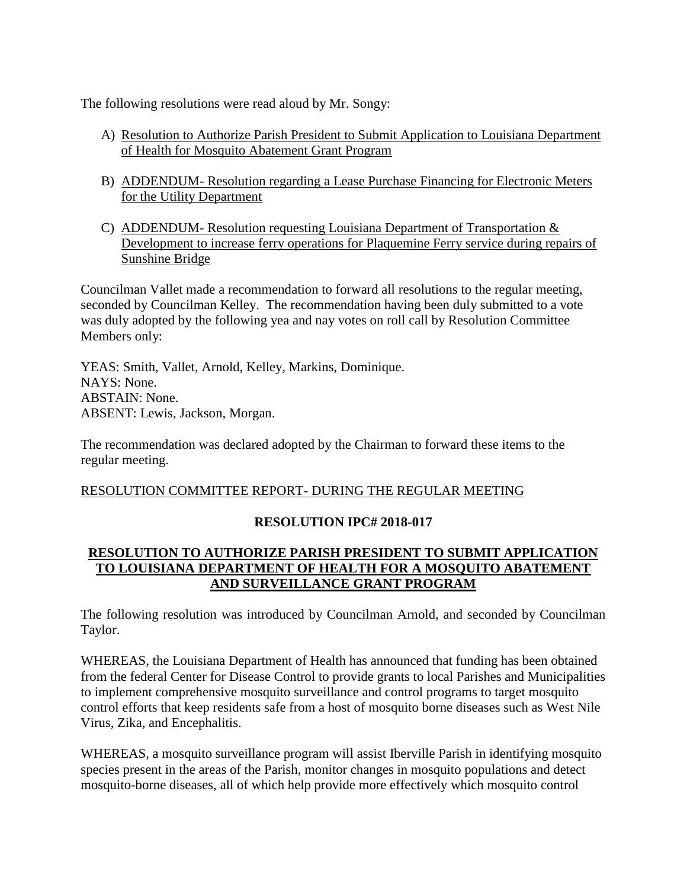The following resolutions were read aloud by Mr. Songy:

A) Resolution to Authorize Parish President to Submit Application to Louisiana Department of Health for Mosquito Abatement Grant Program

B) ADDENDUM- Resolution regarding a Lease Purchase Financing for Electronic Meters for the Utility Department

C) ADDENDUM- Resolution requesting Louisiana Department of Transportation & Development to increase ferry operations for Plaquemine Ferry service during repairs of Sunshine Bridge

Councilman Vallet made a recommendation to forward all resolutions to the regular meeting, seconded by Councilman Kelley. The recommendation having been duly submitted to a vote was duly adopted by the following yea and nay votes on roll call by Resolution Committee Members only:

YEAS: Smith, Vallet, Arnold, Kelley, Markins, Dominique.
NAYS: None.
ABSTAIN: None.
ABSENT: Lewis, Jackson, Morgan.

The recommendation was declared adopted by the Chairman to forward these items to the regular meeting.

RESOLUTION COMMITTEE REPORT- DURING THE REGULAR MEETING

**RESOLUTION IPC# 2018-017**

**RESOLUTION TO AUTHORIZE PARISH PRESIDENT TO SUBMIT APPLICATION TO LOUISIANA DEPARTMENT OF HEALTH FOR A MOSQUITO ABATEMENT AND SURVEILLANCE GRANT PROGRAM**

The following resolution was introduced by Councilman Arnold, and seconded by Councilman Taylor.

WHEREAS, the Louisiana Department of Health has announced that funding has been obtained from the federal Center for Disease Control to provide grants to local Parishes and Municipalities to implement comprehensive mosquito surveillance and control programs to target mosquito control efforts that keep residents safe from a host of mosquito borne diseases such as West Nile Virus, Zika, and Encephalitis.

WHEREAS, a mosquito surveillance program will assist Iberville Parish in identifying mosquito species present in the areas of the Parish, monitor changes in mosquito populations and detect mosquito-borne diseases, all of which help provide more effectively which mosquito control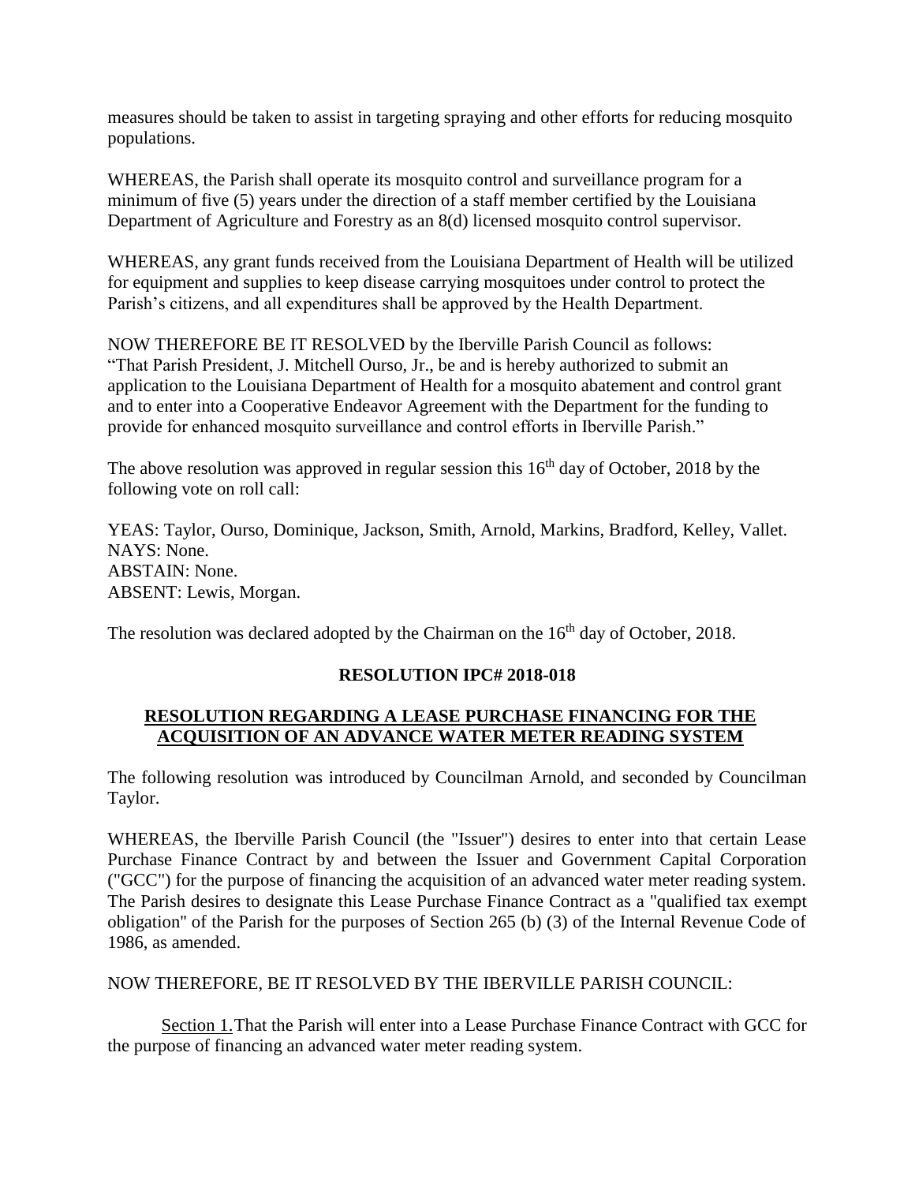measures should be taken to assist in targeting spraying and other efforts for reducing mosquito populations.

WHEREAS, the Parish shall operate its mosquito control and surveillance program for a minimum of five (5) years under the direction of a staff member certified by the Louisiana Department of Agriculture and Forestry as an 8(d) licensed mosquito control supervisor.

WHEREAS, any grant funds received from the Louisiana Department of Health will be utilized for equipment and supplies to keep disease carrying mosquitoes under control to protect the Parish's citizens, and all expenditures shall be approved by the Health Department.

NOW THEREFORE BE IT RESOLVED by the Iberville Parish Council as follows: "That Parish President, J. Mitchell Ourso, Jr., be and is hereby authorized to submit an application to the Louisiana Department of Health for a mosquito abatement and control grant and to enter into a Cooperative Endeavor Agreement with the Department for the funding to provide for enhanced mosquito surveillance and control efforts in Iberville Parish."

The above resolution was approved in regular session this 16th day of October, 2018 by the following vote on roll call:

YEAS: Taylor, Ourso, Dominique, Jackson, Smith, Arnold, Markins, Bradford, Kelley, Vallet.
NAYS: None.
ABSTAIN: None.
ABSENT: Lewis, Morgan.

The resolution was declared adopted by the Chairman on the 16th day of October, 2018.

## RESOLUTION IPC# 2018-018

### RESOLUTION REGARDING A LEASE PURCHASE FINANCING FOR THE ACQUISITION OF AN ADVANCE WATER METER READING SYSTEM

The following resolution was introduced by Councilman Arnold, and seconded by Councilman Taylor.

WHEREAS, the Iberville Parish Council (the "Issuer") desires to enter into that certain Lease Purchase Finance Contract by and between the Issuer and Government Capital Corporation ("GCC") for the purpose of financing the acquisition of an advanced water meter reading system. The Parish desires to designate this Lease Purchase Finance Contract as a "qualified tax exempt obligation" of the Parish for the purposes of Section 265 (b) (3) of the Internal Revenue Code of 1986, as amended.

NOW THEREFORE, BE IT RESOLVED BY THE IBERVILLE PARISH COUNCIL:

Section 1. That the Parish will enter into a Lease Purchase Finance Contract with GCC for the purpose of financing an advanced water meter reading system.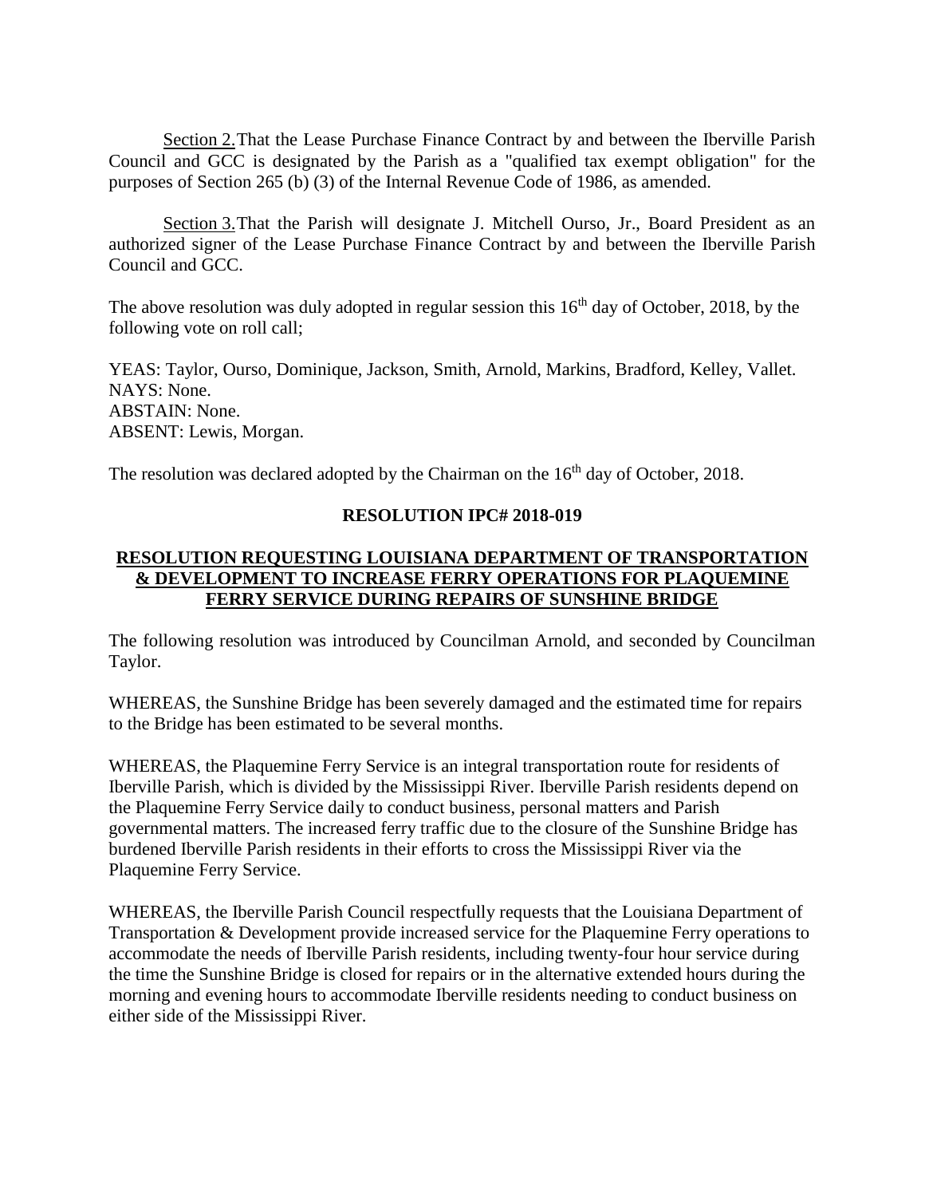Section 2. That the Lease Purchase Finance Contract by and between the Iberville Parish Council and GCC is designated by the Parish as a "qualified tax exempt obligation" for the purposes of Section 265 (b) (3) of the Internal Revenue Code of 1986, as amended.

Section 3. That the Parish will designate J. Mitchell Ourso, Jr., Board President as an authorized signer of the Lease Purchase Finance Contract by and between the Iberville Parish Council and GCC.

The above resolution was duly adopted in regular session this 16th day of October, 2018, by the following vote on roll call;

YEAS: Taylor, Ourso, Dominique, Jackson, Smith, Arnold, Markins, Bradford, Kelley, Vallet.
NAYS: None.
ABSTAIN: None.
ABSENT: Lewis, Morgan.

The resolution was declared adopted by the Chairman on the 16th day of October, 2018.

**RESOLUTION IPC# 2018-019**

**RESOLUTION REQUESTING LOUISIANA DEPARTMENT OF TRANSPORTATION & DEVELOPMENT TO INCREASE FERRY OPERATIONS FOR PLAQUEMINE FERRY SERVICE DURING REPAIRS OF SUNSHINE BRIDGE**

The following resolution was introduced by Councilman Arnold, and seconded by Councilman Taylor.

WHEREAS, the Sunshine Bridge has been severely damaged and the estimated time for repairs to the Bridge has been estimated to be several months.

WHEREAS, the Plaquemine Ferry Service is an integral transportation route for residents of Iberville Parish, which is divided by the Mississippi River. Iberville Parish residents depend on the Plaquemine Ferry Service daily to conduct business, personal matters and Parish governmental matters. The increased ferry traffic due to the closure of the Sunshine Bridge has burdened Iberville Parish residents in their efforts to cross the Mississippi River via the Plaquemine Ferry Service.

WHEREAS, the Iberville Parish Council respectfully requests that the Louisiana Department of Transportation & Development provide increased service for the Plaquemine Ferry operations to accommodate the needs of Iberville Parish residents, including twenty-four hour service during the time the Sunshine Bridge is closed for repairs or in the alternative extended hours during the morning and evening hours to accommodate Iberville residents needing to conduct business on either side of the Mississippi River.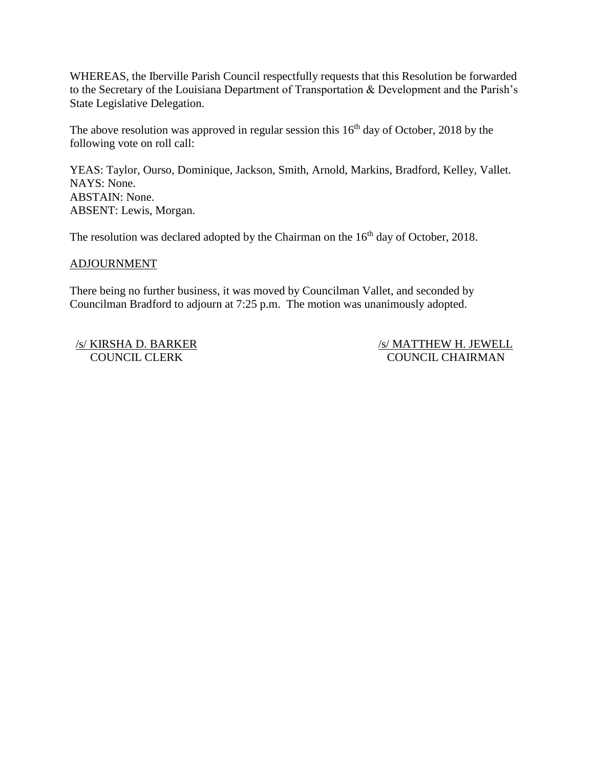WHEREAS, the Iberville Parish Council respectfully requests that this Resolution be forwarded to the Secretary of the Louisiana Department of Transportation & Development and the Parish's State Legislative Delegation.

The above resolution was approved in regular session this 16th day of October, 2018 by the following vote on roll call:

YEAS: Taylor, Ourso, Dominique, Jackson, Smith, Arnold, Markins, Bradford, Kelley, Vallet.
NAYS: None.
ABSTAIN: None.
ABSENT: Lewis, Morgan.

The resolution was declared adopted by the Chairman on the 16th day of October, 2018.

ADJOURNMENT

There being no further business, it was moved by Councilman Vallet, and seconded by Councilman Bradford to adjourn at 7:25 p.m. The motion was unanimously adopted.

/s/ KIRSHA D. BARKER
COUNCIL CLERK

/s/ MATTHEW H. JEWELL
COUNCIL CHAIRMAN